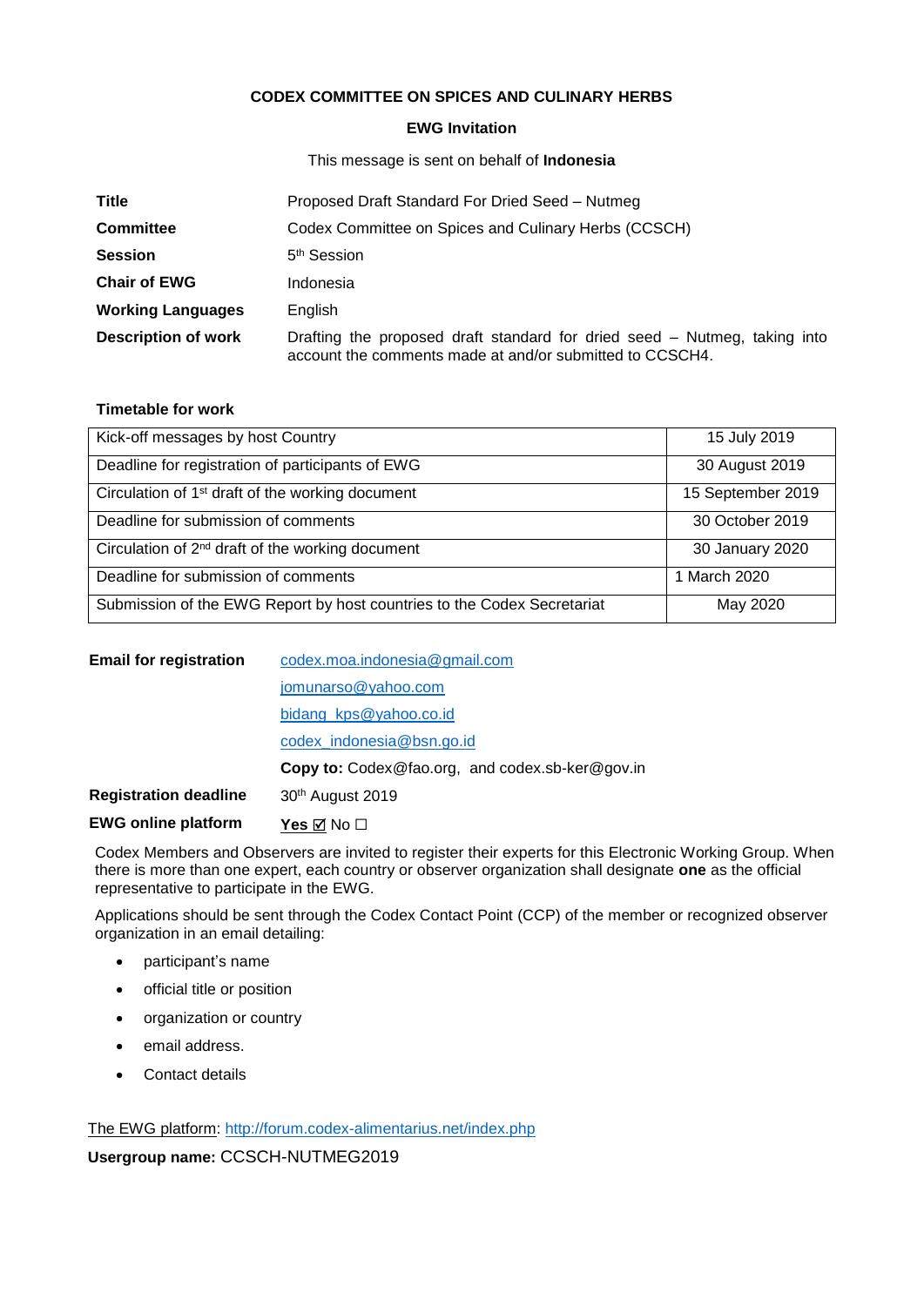**CODEX COMMITTEE ON SPICES AND CULINARY HERBS**

**EWG Invitation**

This message is sent on behalf of **Indonesia**

| | |
|---|---|
| **Title** | Proposed Draft Standard For Dried Seed – Nutmeg |
| **Committee** | Codex Committee on Spices and Culinary Herbs (CCSCH) |
| **Session** | 5th Session |
| **Chair of EWG** | Indonesia |
| **Working Languages** | English |
| **Description of work** | Drafting the proposed draft standard for dried seed – Nutmeg, taking into account the comments made at and/or submitted to CCSCH4. |

**Timetable for work**

| | |
|---|---|
| Kick-off messages by host Country | 15 July 2019 |
| Deadline for registration of participants of EWG | 30 August 2019 |
| Circulation of 1st draft of the working document | 15 September 2019 |
| Deadline for submission of comments | 30 October 2019 |
| Circulation of 2nd draft of the working document | 30 January 2020 |
| Deadline for submission of comments | 1 March 2020 |
| Submission of the EWG Report by host countries to the Codex Secretariat | May 2020 |

**Email for registration**

codex.moa.indonesia@gmail.com

jomunarso@yahoo.com

bidang_kps@yahoo.co.id

codex_indonesia@bsn.go.id

**Copy to:** Codex@fao.org, and codex.sb-ker@gov.in

**Registration deadline** 30th August 2019

**EWG online platform** **Yes** ☑ No ☐

Codex Members and Observers are invited to register their experts for this Electronic Working Group. When there is more than one expert, each country or observer organization shall designate **one** as the official representative to participate in the EWG.

Applications should be sent through the Codex Contact Point (CCP) of the member or recognized observer organization in an email detailing:

- participant's name
- official title or position
- organization or country
- email address.
- Contact details

The EWG platform: http://forum.codex-alimentarius.net/index.php

**Usergroup name:** CCSCH-NUTMEG2019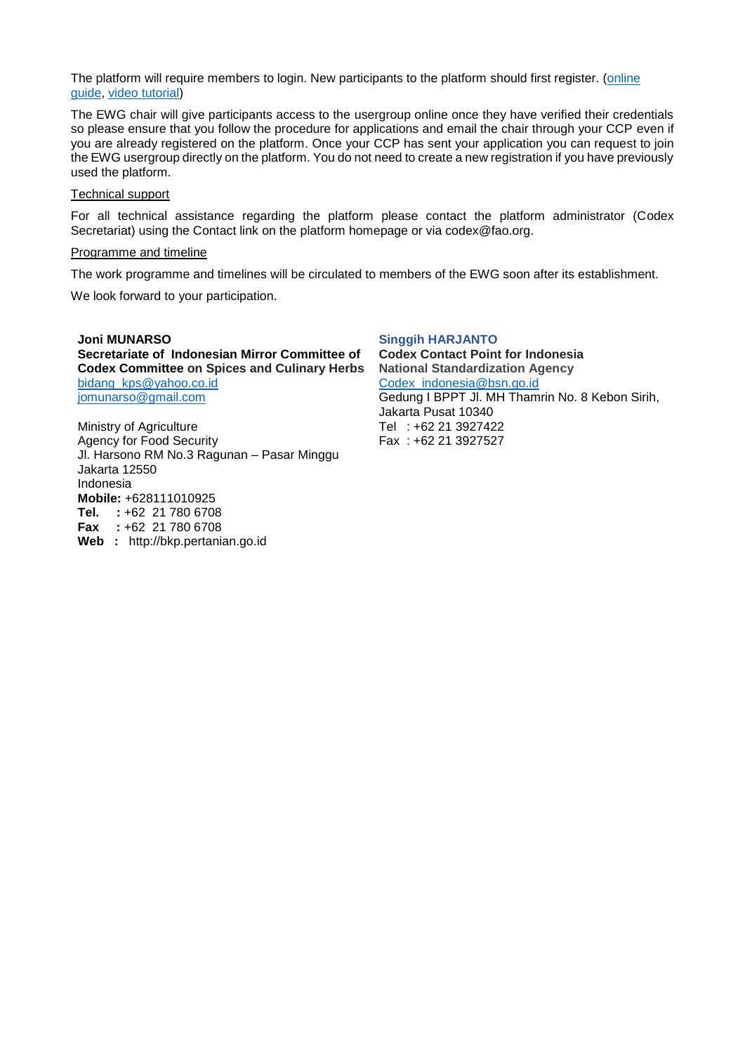The platform will require members to login. New participants to the platform should first register. ([online guide](), [video tutorial]())

The EWG chair will give participants access to the usergroup online once they have verified their credentials so please ensure that you follow the procedure for applications and email the chair through your CCP even if you are already registered on the platform. Once your CCP has sent your application you can request to join the EWG usergroup directly on the platform. You do not need to create a new registration if you have previously used the platform.

Technical support

For all technical assistance regarding the platform please contact the platform administrator (Codex Secretariat) using the Contact link on the platform homepage or via codex@fao.org.

Programme and timeline

The work programme and timelines will be circulated to members of the EWG soon after its establishment.

We look forward to your participation.

**Joni MUNARSO**
**Secretariate of Indonesian Mirror Committee of Codex Committee on Spices and Culinary Herbs**
bidang_kps@yahoo.co.id
jomunarso@gmail.com

Ministry of Agriculture
Agency for Food Security
Jl. Harsono RM No.3 Ragunan – Pasar Minggu
Jakarta 12550
Indonesia
**Mobile:** +628111010925
**Tel.** : +62 21 780 6708
**Fax** : +62 21 780 6708
**Web** : http://bkp.pertanian.go.id

**Singgih HARJANTO**
**Codex Contact Point for Indonesia**
**National Standardization Agency**
Codex_indonesia@bsn.go.id
Gedung I BPPT Jl. MH Thamrin No. 8 Kebon Sirih, Jakarta Pusat 10340
Tel : +62 21 3927422
Fax : +62 21 3927527